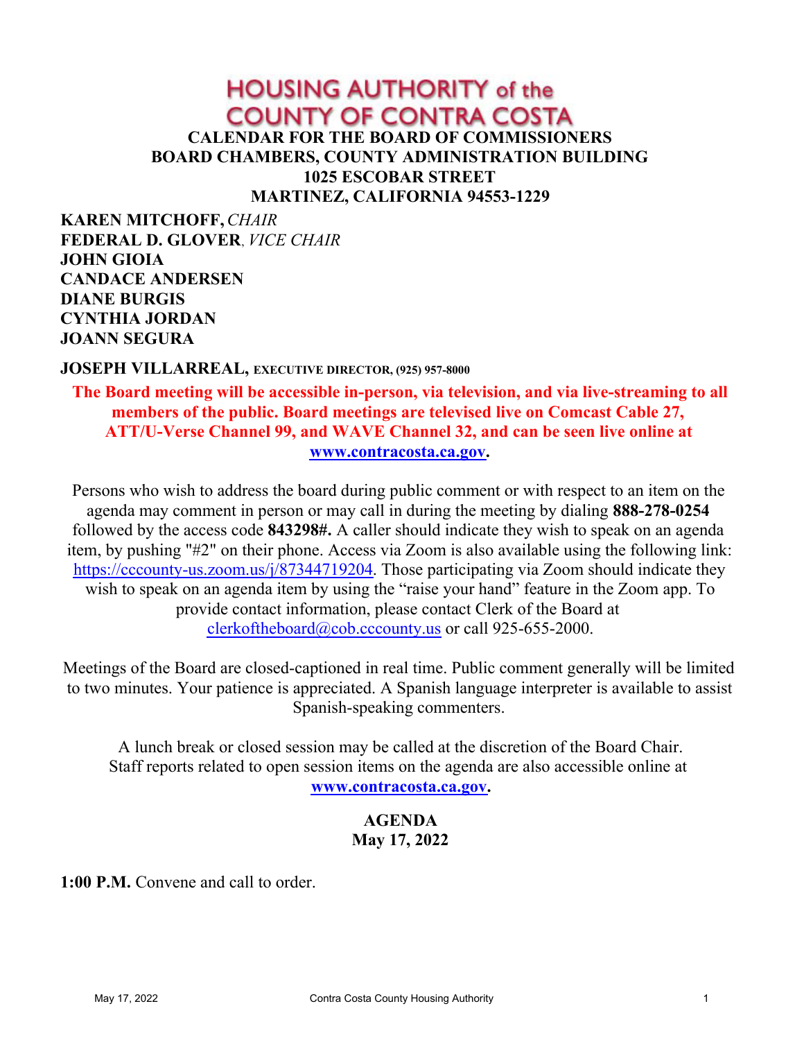# HOUSING AUTHORITY of the COUNTY OF CONTRA COSTA

## CALENDAR FOR THE BOARD OF COMMISSIONERS
## BOARD CHAMBERS, COUNTY ADMINISTRATION BUILDING
## 1025 ESCOBAR STREET
## MARTINEZ, CALIFORNIA 94553-1229

**KAREN MITCHOFF,** *CHAIR*
**FEDERAL D. GLOVER**, *VICE CHAIR*
**JOHN GIOIA**
**CANDACE ANDERSEN**
**DIANE BURGIS**
**CYNTHIA JORDAN**
**JOANN SEGURA**

**JOSEPH VILLARREAL,** **EXECUTIVE DIRECTOR, (925) 957-8000**

**The Board meeting will be accessible in-person, via television, and via live-streaming to all members of the public. Board meetings are televised live on Comcast Cable 27, ATT/U-Verse Channel 99, and WAVE Channel 32, and can be seen live online at [www.contracosta.ca.gov](www.contracosta.ca.gov).**

Persons who wish to address the board during public comment or with respect to an item on the agenda may comment in person or may call in during the meeting by dialing **888-278-0254** followed by the access code **843298#.** A caller should indicate they wish to speak on an agenda item, by pushing "#2" on their phone. Access via Zoom is also available using the following link: [https://cccounty-us.zoom.us/j/87344719204](https://cccounty-us.zoom.us/j/87344719204). Those participating via Zoom should indicate they wish to speak on an agenda item by using the "raise your hand" feature in the Zoom app. To provide contact information, please contact Clerk of the Board at clerkoftheboard@cob.cccounty.us or call 925-655-2000.

Meetings of the Board are closed-captioned in real time. Public comment generally will be limited to two minutes. Your patience is appreciated. A Spanish language interpreter is available to assist Spanish-speaking commenters.

A lunch break or closed session may be called at the discretion of the Board Chair. Staff reports related to open session items on the agenda are also accessible online at **[www.contracosta.ca.gov](www.contracosta.ca.gov).**

## AGENDA
## May 17, 2022

**1:00 P.M.** Convene and call to order.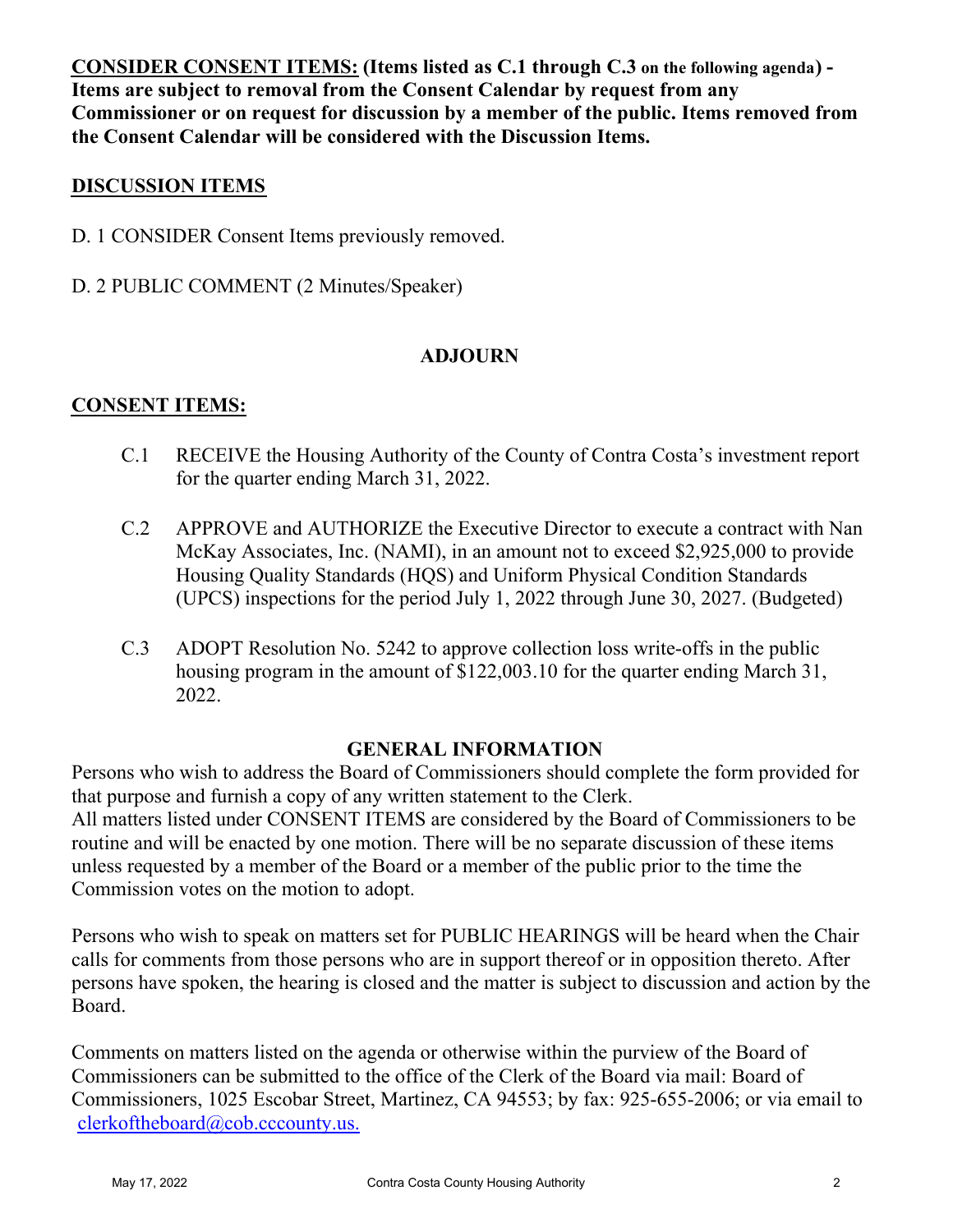**CONSIDER CONSENT ITEMS: (Items listed as C.1 through C.3 on the following agenda) - Items are subject to removal from the Consent Calendar by request from any Commissioner or on request for discussion by a member of the public. Items removed from the Consent Calendar will be considered with the Discussion Items.**

## DISCUSSION ITEMS

D. 1 CONSIDER Consent Items previously removed.

D. 2 PUBLIC COMMENT (2 Minutes/Speaker)

## ADJOURN

## CONSENT ITEMS:

C.1 RECEIVE the Housing Authority of the County of Contra Costa's investment report for the quarter ending March 31, 2022.

C.2 APPROVE and AUTHORIZE the Executive Director to execute a contract with Nan McKay Associates, Inc. (NAMI), in an amount not to exceed $2,925,000 to provide Housing Quality Standards (HQS) and Uniform Physical Condition Standards (UPCS) inspections for the period July 1, 2022 through June 30, 2027. (Budgeted)

C.3 ADOPT Resolution No. 5242 to approve collection loss write-offs in the public housing program in the amount of $122,003.10 for the quarter ending March 31, 2022.

## GENERAL INFORMATION

Persons who wish to address the Board of Commissioners should complete the form provided for that purpose and furnish a copy of any written statement to the Clerk.
All matters listed under CONSENT ITEMS are considered by the Board of Commissioners to be routine and will be enacted by one motion. There will be no separate discussion of these items unless requested by a member of the Board or a member of the public prior to the time the Commission votes on the motion to adopt.

Persons who wish to speak on matters set for PUBLIC HEARINGS will be heard when the Chair calls for comments from those persons who are in support thereof or in opposition thereto. After persons have spoken, the hearing is closed and the matter is subject to discussion and action by the Board.

Comments on matters listed on the agenda or otherwise within the purview of the Board of Commissioners can be submitted to the office of the Clerk of the Board via mail: Board of Commissioners, 1025 Escobar Street, Martinez, CA 94553; by fax: 925-655-2006; or via email to clerkoftheboard@cob.cccounty.us.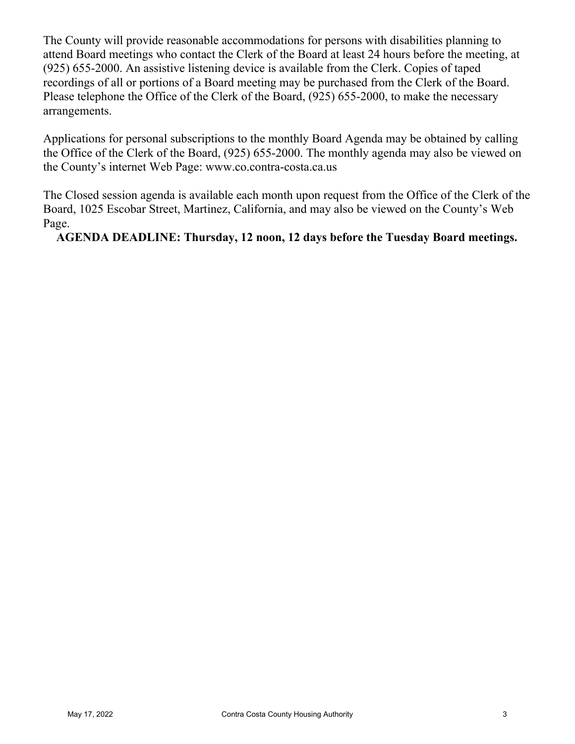The County will provide reasonable accommodations for persons with disabilities planning to attend Board meetings who contact the Clerk of the Board at least 24 hours before the meeting, at (925) 655-2000. An assistive listening device is available from the Clerk. Copies of taped recordings of all or portions of a Board meeting may be purchased from the Clerk of the Board. Please telephone the Office of the Clerk of the Board, (925) 655-2000, to make the necessary arrangements.

Applications for personal subscriptions to the monthly Board Agenda may be obtained by calling the Office of the Clerk of the Board, (925) 655-2000. The monthly agenda may also be viewed on the County's internet Web Page: www.co.contra-costa.ca.us

The Closed session agenda is available each month upon request from the Office of the Clerk of the Board, 1025 Escobar Street, Martinez, California, and may also be viewed on the County's Web Page.

**AGENDA DEADLINE: Thursday, 12 noon, 12 days before the Tuesday Board meetings.**